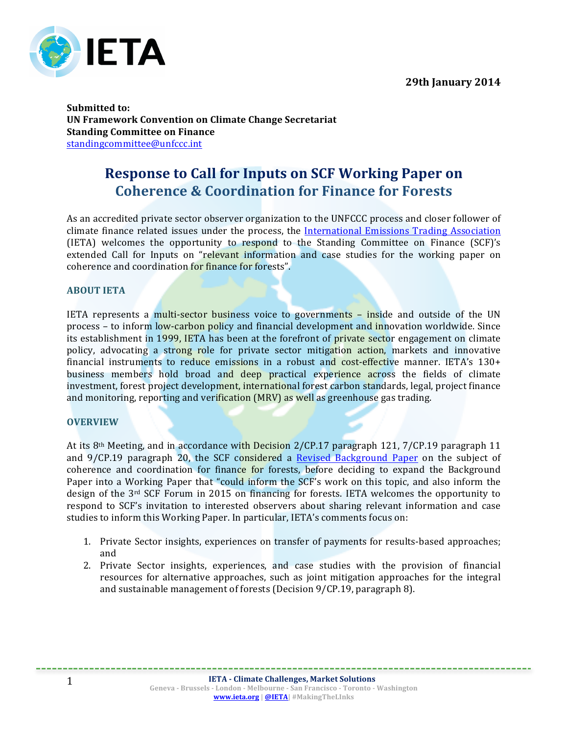29th January 2014

**Submitted to:**
**UN Framework Convention on Climate Change Secretariat**
**Standing Committee on Finance**
standingcommittee@unfccc.int

# Response to Call for Inputs on SCF Working Paper on Coherence & Coordination for Finance for Forests

As an accredited private sector observer organization to the UNFCCC process and closer follower of climate finance related issues under the process, the International Emissions Trading Association (IETA) welcomes the opportunity to respond to the Standing Committee on Finance (SCF)'s extended Call for Inputs on "relevant information and case studies for the working paper on coherence and coordination for finance for forests".

## ABOUT IETA

IETA represents a multi-sector business voice to governments – inside and outside of the UN process – to inform low-carbon policy and financial development and innovation worldwide. Since its establishment in 1999, IETA has been at the forefront of private sector engagement on climate policy, advocating a strong role for private sector mitigation action, markets and innovative financial instruments to reduce emissions in a robust and cost-effective manner. IETA's 130+ business members hold broad and deep practical experience across the fields of climate investment, forest project development, international forest carbon standards, legal, project finance and monitoring, reporting and verification (MRV) as well as greenhouse gas trading.

## OVERVIEW

At its 8th Meeting, and in accordance with Decision 2/CP.17 paragraph 121, 7/CP.19 paragraph 11 and 9/CP.19 paragraph 20, the SCF considered a Revised Background Paper on the subject of coherence and coordination for finance for forests, before deciding to expand the Background Paper into a Working Paper that "could inform the SCF's work on this topic, and also inform the design of the 3rd SCF Forum in 2015 on financing for forests. IETA welcomes the opportunity to respond to SCF's invitation to interested observers about sharing relevant information and case studies to inform this Working Paper. In particular, IETA's comments focus on:

1. Private Sector insights, experiences on transfer of payments for results-based approaches; and
2. Private Sector insights, experiences, and case studies with the provision of financial resources for alternative approaches, such as joint mitigation approaches for the integral and sustainable management of forests (Decision 9/CP.19, paragraph 8).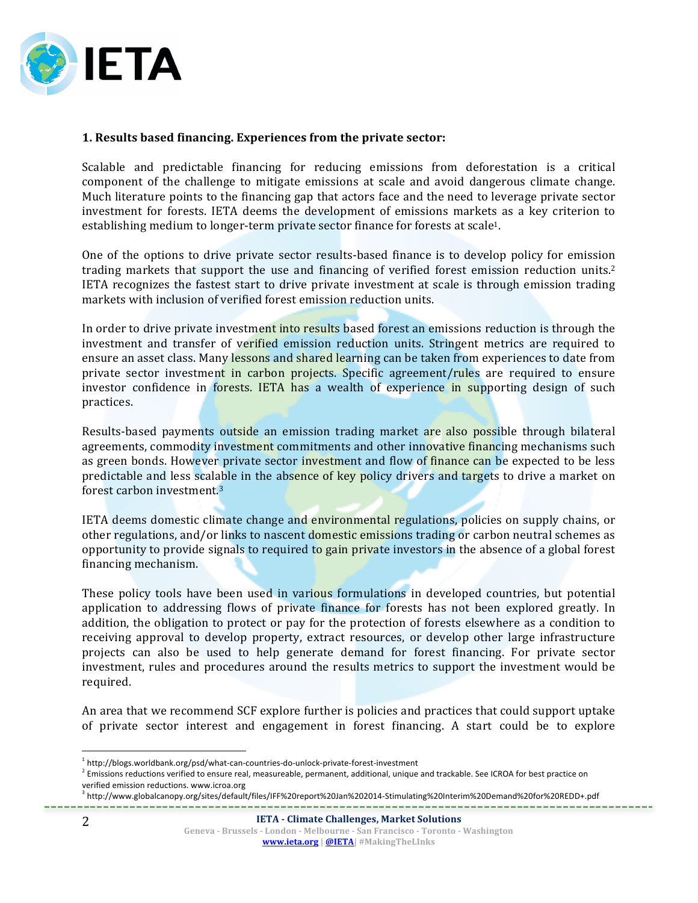**1. Results based financing. Experiences from the private sector:**

Scalable and predictable financing for reducing emissions from deforestation is a critical component of the challenge to mitigate emissions at scale and avoid dangerous climate change. Much literature points to the financing gap that actors face and the need to leverage private sector investment for forests. IETA deems the development of emissions markets as a key criterion to establishing medium to longer-term private sector finance for forests at scale[1].

One of the options to drive private sector results-based finance is to develop policy for emission trading markets that support the use and financing of verified forest emission reduction units.[2] IETA recognizes the fastest start to drive private investment at scale is through emission trading markets with inclusion of verified forest emission reduction units.

In order to drive private investment into results based forest an emissions reduction is through the investment and transfer of verified emission reduction units. Stringent metrics are required to ensure an asset class. Many lessons and shared learning can be taken from experiences to date from private sector investment in carbon projects. Specific agreement/rules are required to ensure investor confidence in forests. IETA has a wealth of experience in supporting design of such practices.

Results-based payments outside an emission trading market are also possible through bilateral agreements, commodity investment commitments and other innovative financing mechanisms such as green bonds. However private sector investment and flow of finance can be expected to be less predictable and less scalable in the absence of key policy drivers and targets to drive a market on forest carbon investment.[3]

IETA deems domestic climate change and environmental regulations, policies on supply chains, or other regulations, and/or links to nascent domestic emissions trading or carbon neutral schemes as opportunity to provide signals to required to gain private investors in the absence of a global forest financing mechanism.

These policy tools have been used in various formulations in developed countries, but potential application to addressing flows of private finance for forests has not been explored greatly. In addition, the obligation to protect or pay for the protection of forests elsewhere as a condition to receiving approval to develop property, extract resources, or develop other large infrastructure projects can also be used to help generate demand for forest financing. For private sector investment, rules and procedures around the results metrics to support the investment would be required.

An area that we recommend SCF explore further is policies and practices that could support uptake of private sector interest and engagement in forest financing. A start could be to explore

---

[1] http://blogs.worldbank.org/psd/what-can-countries-do-unlock-private-forest-investment

[2] Emissions reductions verified to ensure real, measureable, permanent, additional, unique and trackable. See ICROA for best practice on verified emission reductions. www.icroa.org

[3] http://www.globalcanopy.org/sites/default/files/IFF%20report%20Jan%202014-Stimulating%20Interim%20Demand%20for%20REDD+.pdf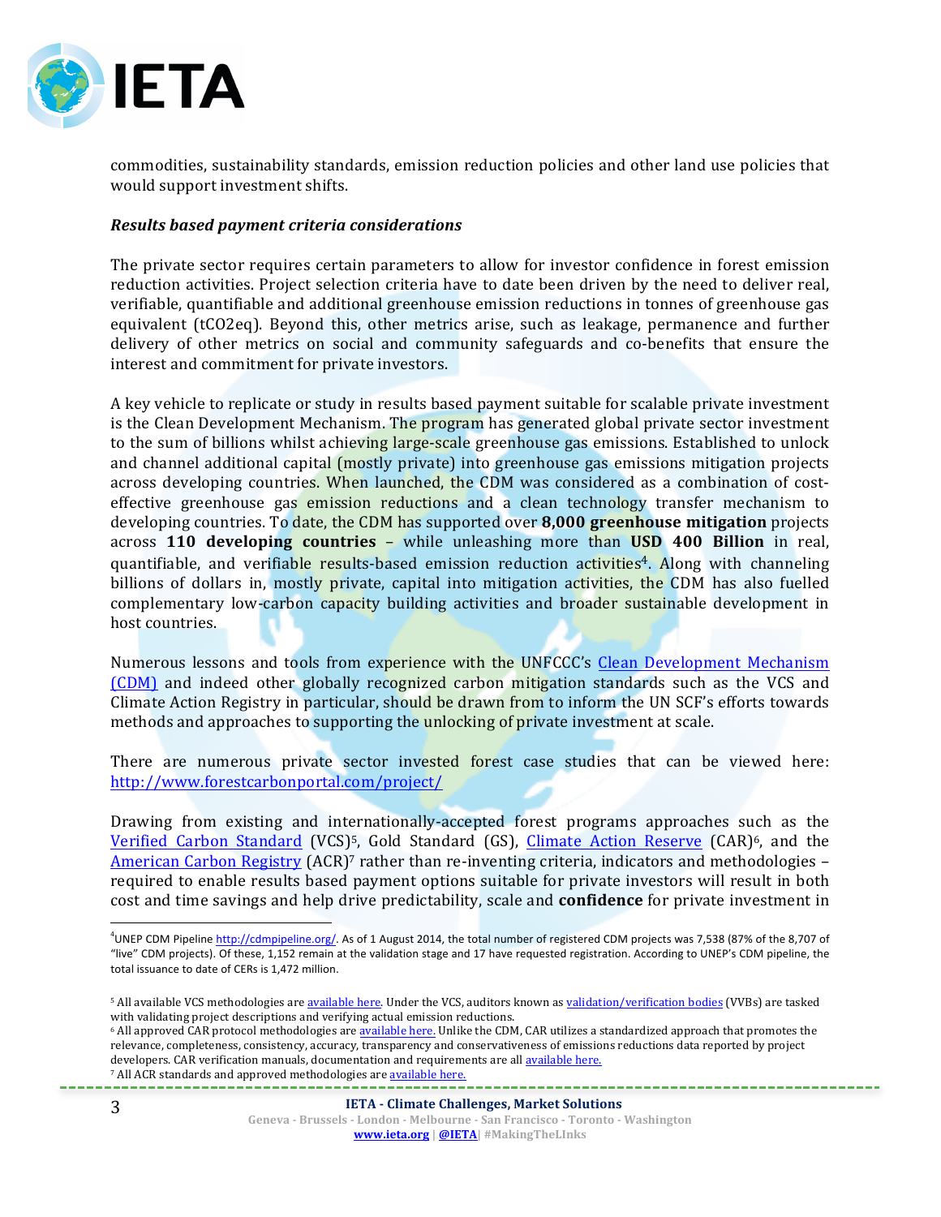commodities, sustainability standards, emission reduction policies and other land use policies that would support investment shifts.

***Results based payment criteria considerations***

The private sector requires certain parameters to allow for investor confidence in forest emission reduction activities. Project selection criteria have to date been driven by the need to deliver real, verifiable, quantifiable and additional greenhouse emission reductions in tonnes of greenhouse gas equivalent (tCO2eq). Beyond this, other metrics arise, such as leakage, permanence and further delivery of other metrics on social and community safeguards and co-benefits that ensure the interest and commitment for private investors.

A key vehicle to replicate or study in results based payment suitable for scalable private investment is the Clean Development Mechanism. The program has generated global private sector investment to the sum of billions whilst achieving large-scale greenhouse gas emissions. Established to unlock and channel additional capital (mostly private) into greenhouse gas emissions mitigation projects across developing countries. When launched, the CDM was considered as a combination of cost-effective greenhouse gas emission reductions and a clean technology transfer mechanism to developing countries. To date, the CDM has supported over **8,000 greenhouse mitigation** projects across **110 developing countries** – while unleashing more than **USD 400 Billion** in real, quantifiable, and verifiable results-based emission reduction activities[4]. Along with channeling billions of dollars in, mostly private, capital into mitigation activities, the CDM has also fuelled complementary low-carbon capacity building activities and broader sustainable development in host countries.

Numerous lessons and tools from experience with the UNFCCC's Clean Development Mechanism (CDM) and indeed other globally recognized carbon mitigation standards such as the VCS and Climate Action Registry in particular, should be drawn from to inform the UN SCF's efforts towards methods and approaches to supporting the unlocking of private investment at scale.

There are numerous private sector invested forest case studies that can be viewed here: http://www.forestcarbonportal.com/project/

Drawing from existing and internationally-accepted forest programs approaches such as the Verified Carbon Standard (VCS)[5], Gold Standard (GS), Climate Action Reserve (CAR)[6], and the American Carbon Registry (ACR)[7] rather than re-inventing criteria, indicators and methodologies – required to enable results based payment options suitable for private investors will result in both cost and time savings and help drive predictability, scale and **confidence** for private investment in

---

[4] UNEP CDM Pipeline http://cdmpipeline.org/. As of 1 August 2014, the total number of registered CDM projects was 7,538 (87% of the 8,707 of "live" CDM projects). Of these, 1,152 remain at the validation stage and 17 have requested registration. According to UNEP's CDM pipeline, the total issuance to date of CERs is 1,472 million.

[5] All available VCS methodologies are available here. Under the VCS, auditors known as validation/verification bodies (VVBs) are tasked with validating project descriptions and verifying actual emission reductions.

[6] All approved CAR protocol methodologies are available here. Unlike the CDM, CAR utilizes a standardized approach that promotes the relevance, completeness, consistency, accuracy, transparency and conservativeness of emissions reductions data reported by project developers. CAR verification manuals, documentation and requirements are all available here.

[7] All ACR standards and approved methodologies are available here.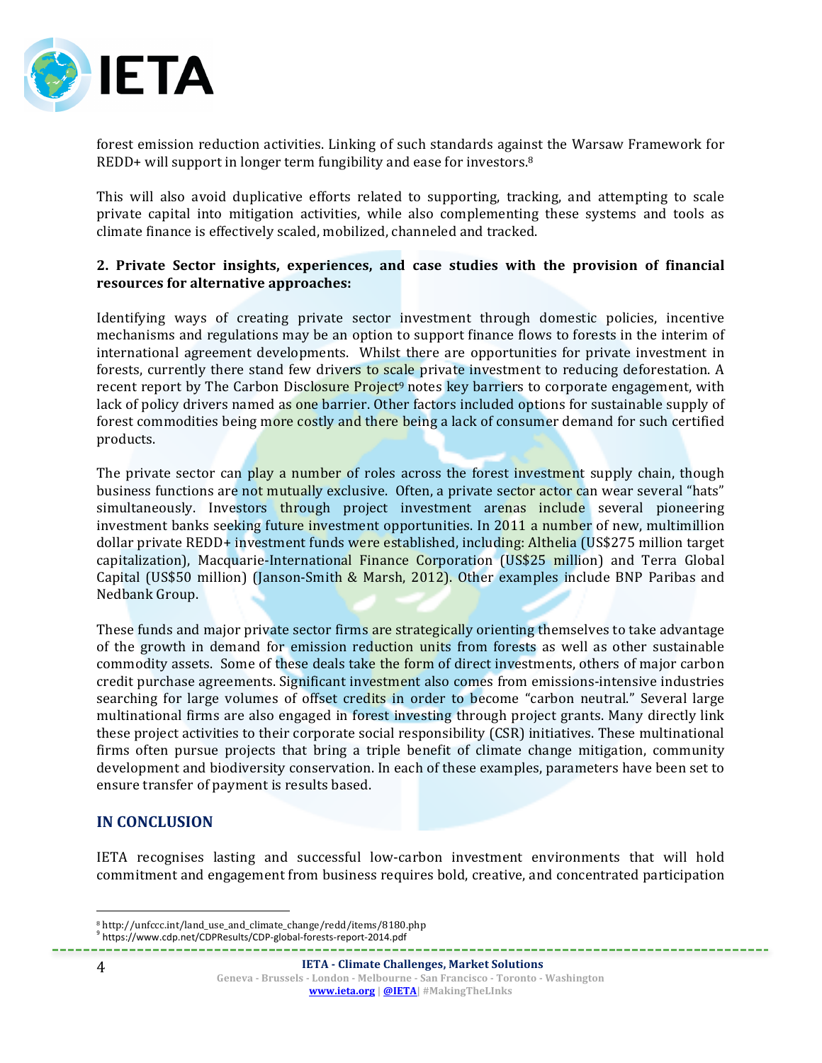forest emission reduction activities. Linking of such standards against the Warsaw Framework for REDD+ will support in longer term fungibility and ease for investors.[8]

This will also avoid duplicative efforts related to supporting, tracking, and attempting to scale private capital into mitigation activities, while also complementing these systems and tools as climate finance is effectively scaled, mobilized, channeled and tracked.

**2. Private Sector insights, experiences, and case studies with the provision of financial resources for alternative approaches:**

Identifying ways of creating private sector investment through domestic policies, incentive mechanisms and regulations may be an option to support finance flows to forests in the interim of international agreement developments. Whilst there are opportunities for private investment in forests, currently there stand few drivers to scale private investment to reducing deforestation. A recent report by The Carbon Disclosure Project[9] notes key barriers to corporate engagement, with lack of policy drivers named as one barrier. Other factors included options for sustainable supply of forest commodities being more costly and there being a lack of consumer demand for such certified products.

The private sector can play a number of roles across the forest investment supply chain, though business functions are not mutually exclusive. Often, a private sector actor can wear several "hats" simultaneously. Investors through project investment arenas include several pioneering investment banks seeking future investment opportunities. In 2011 a number of new, multimillion dollar private REDD+ investment funds were established, including: Althelia (US$275 million target capitalization), Macquarie-International Finance Corporation (US$25 million) and Terra Global Capital (US$50 million) (Janson-Smith & Marsh, 2012). Other examples include BNP Paribas and Nedbank Group.

These funds and major private sector firms are strategically orienting themselves to take advantage of the growth in demand for emission reduction units from forests as well as other sustainable commodity assets. Some of these deals take the form of direct investments, others of major carbon credit purchase agreements. Significant investment also comes from emissions-intensive industries searching for large volumes of offset credits in order to become "carbon neutral." Several large multinational firms are also engaged in forest investing through project grants. Many directly link these project activities to their corporate social responsibility (CSR) initiatives. These multinational firms often pursue projects that bring a triple benefit of climate change mitigation, community development and biodiversity conservation. In each of these examples, parameters have been set to ensure transfer of payment is results based.

## IN CONCLUSION

IETA recognises lasting and successful low-carbon investment environments that will hold commitment and engagement from business requires bold, creative, and concentrated participation

---

[8] http://unfccc.int/land_use_and_climate_change/redd/items/8180.php
[9] https://www.cdp.net/CDPResults/CDP-global-forests-report-2014.pdf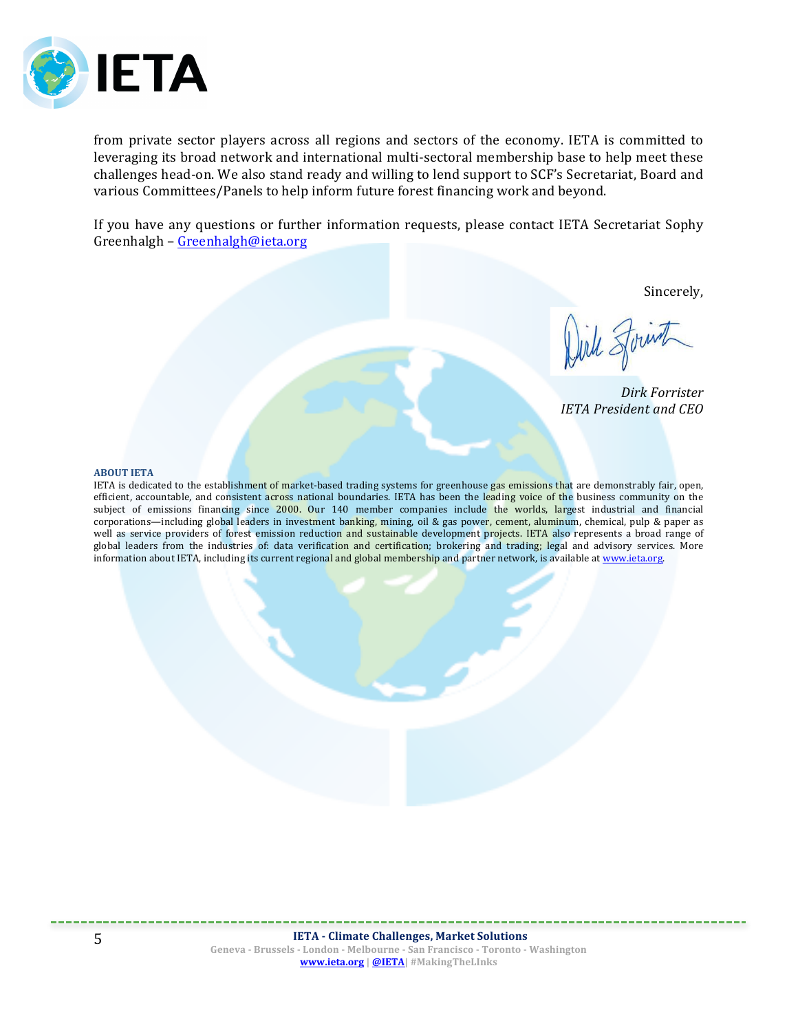from private sector players across all regions and sectors of the economy. IETA is committed to leveraging its broad network and international multi-sectoral membership base to help meet these challenges head-on. We also stand ready and willing to lend support to SCF's Secretariat, Board and various Committees/Panels to help inform future forest financing work and beyond.

If you have any questions or further information requests, please contact IETA Secretariat Sophy Greenhalgh – Greenhalgh@ieta.org

Sincerely,

*Dirk Forrister*
*IETA President and CEO*

**ABOUT IETA**

IETA is dedicated to the establishment of market-based trading systems for greenhouse gas emissions that are demonstrably fair, open, efficient, accountable, and consistent across national boundaries. IETA has been the leading voice of the business community on the subject of emissions financing since 2000. Our 140 member companies include the worlds, largest industrial and financial corporations—including global leaders in investment banking, mining, oil & gas power, cement, aluminum, chemical, pulp & paper as well as service providers of forest emission reduction and sustainable development projects. IETA also represents a broad range of global leaders from the industries of: data verification and certification; brokering and trading; legal and advisory services. More information about IETA, including its current regional and global membership and partner network, is available at www.ieta.org.